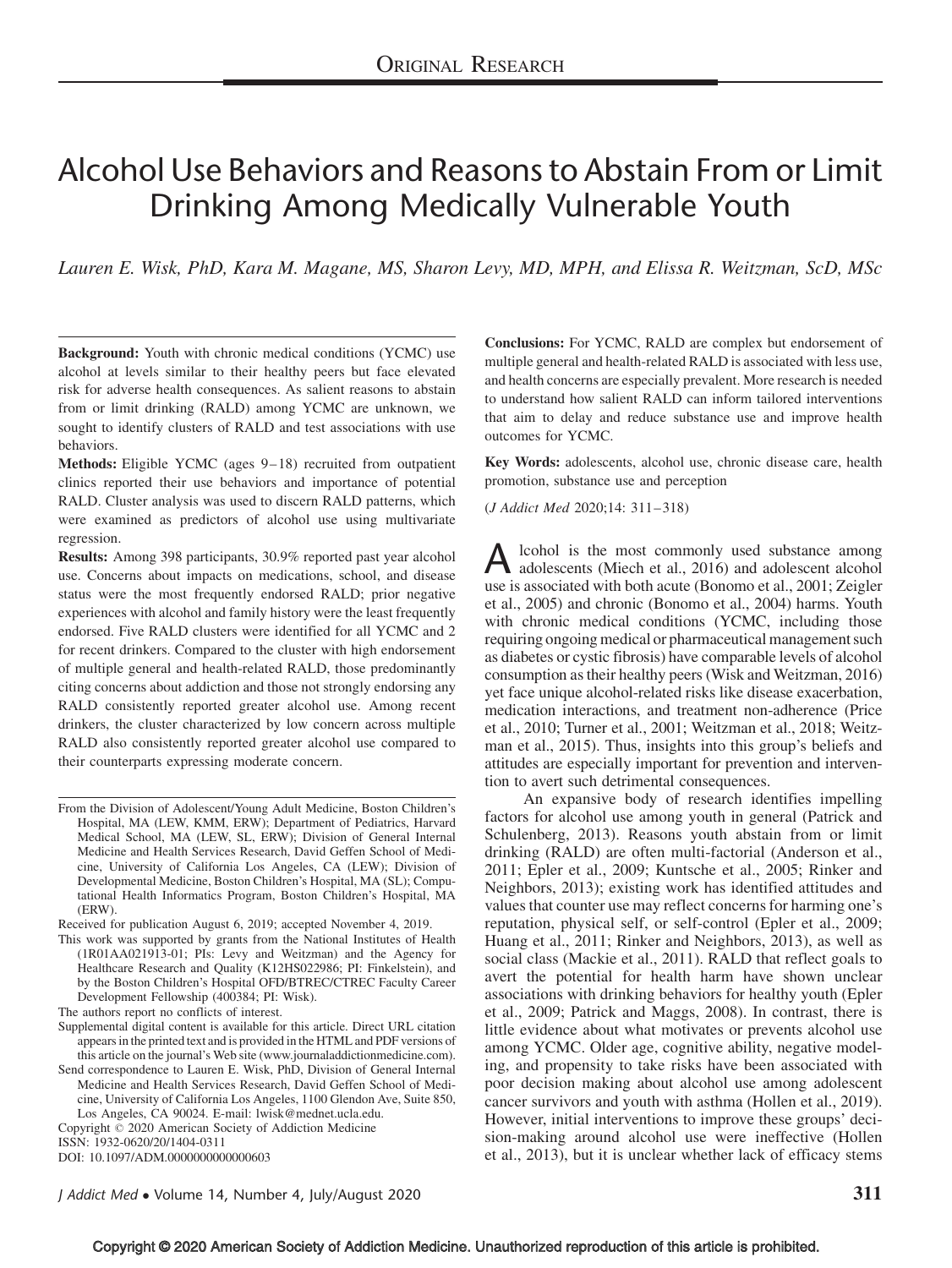ORIGINAL RESEARCH

# Alcohol Use Behaviors and Reasons to Abstain From or Limit Drinking Among Medically Vulnerable Youth

*Lauren E. Wisk, PhD, Kara M. Magane, MS, Sharon Levy, MD, MPH, and Elissa R. Weitzman, ScD, MSc*

**Background:** Youth with chronic medical conditions (YCMC) use alcohol at levels similar to their healthy peers but face elevated risk for adverse health consequences. As salient reasons to abstain from or limit drinking (RALD) among YCMC are unknown, we sought to identify clusters of RALD and test associations with use behaviors.

**Methods:** Eligible YCMC (ages 9–18) recruited from outpatient clinics reported their use behaviors and importance of potential RALD. Cluster analysis was used to discern RALD patterns, which were examined as predictors of alcohol use using multivariate regression.

**Results:** Among 398 participants, 30.9% reported past year alcohol use. Concerns about impacts on medications, school, and disease status were the most frequently endorsed RALD; prior negative experiences with alcohol and family history were the least frequently endorsed. Five RALD clusters were identified for all YCMC and 2 for recent drinkers. Compared to the cluster with high endorsement of multiple general and health-related RALD, those predominantly citing concerns about addiction and those not strongly endorsing any RALD consistently reported greater alcohol use. Among recent drinkers, the cluster characterized by low concern across multiple RALD also consistently reported greater alcohol use compared to their counterparts expressing moderate concern.

**Conclusions:** For YCMC, RALD are complex but endorsement of multiple general and health-related RALD is associated with less use, and health concerns are especially prevalent. More research is needed to understand how salient RALD can inform tailored interventions that aim to delay and reduce substance use and improve health outcomes for YCMC.

**Key Words:** adolescents, alcohol use, chronic disease care, health promotion, substance use and perception

(*J Addict Med* 2020;14: 311–318)

From the Division of Adolescent/Young Adult Medicine, Boston Children's Hospital, MA (LEW, KMM, ERW); Department of Pediatrics, Harvard Medical School, MA (LEW, SL, ERW); Division of General Internal Medicine and Health Services Research, David Geffen School of Medicine, University of California Los Angeles, CA (LEW); Division of Developmental Medicine, Boston Children's Hospital, MA (SL); Computational Health Informatics Program, Boston Children's Hospital, MA (ERW).

Received for publication August 6, 2019; accepted November 4, 2019.

This work was supported by grants from the National Institutes of Health (1R01AA021913-01; PIs: Levy and Weitzman) and the Agency for Healthcare Research and Quality (K12HS022986; PI: Finkelstein), and by the Boston Children's Hospital OFD/BTREC/CTREC Faculty Career Development Fellowship (400384; PI: Wisk).

The authors report no conflicts of interest.

Supplemental digital content is available for this article. Direct URL citation appears in the printed text and is provided in the HTML and PDF versions of this article on the journal's Web site (www.journaladdictionmedicine.com).

Send correspondence to Lauren E. Wisk, PhD, Division of General Internal Medicine and Health Services Research, David Geffen School of Medicine, University of California Los Angeles, 1100 Glendon Ave, Suite 850, Los Angeles, CA 90024. E-mail: lwisk@mednet.ucla.edu.

Copyright © 2020 American Society of Addiction Medicine

ISSN: 1932-0620/20/1404-0311

DOI: 10.1097/ADM.0000000000000603

Alcohol is the most commonly used substance among adolescents (Miech et al., 2016) and adolescent alcohol use is associated with both acute (Bonomo et al., 2001; Zeigler et al., 2005) and chronic (Bonomo et al., 2004) harms. Youth with chronic medical conditions (YCMC, including those requiring ongoing medical or pharmaceutical management such as diabetes or cystic fibrosis) have comparable levels of alcohol consumption as their healthy peers (Wisk and Weitzman, 2016) yet face unique alcohol-related risks like disease exacerbation, medication interactions, and treatment non-adherence (Price et al., 2010; Turner et al., 2001; Weitzman et al., 2018; Weitzman et al., 2015). Thus, insights into this group's beliefs and attitudes are especially important for prevention and intervention to avert such detrimental consequences.

An expansive body of research identifies impelling factors for alcohol use among youth in general (Patrick and Schulenberg, 2013). Reasons youth abstain from or limit drinking (RALD) are often multi-factorial (Anderson et al., 2011; Epler et al., 2009; Kuntsche et al., 2005; Rinker and Neighbors, 2013); existing work has identified attitudes and values that counter use may reflect concerns for harming one's reputation, physical self, or self-control (Epler et al., 2009; Huang et al., 2011; Rinker and Neighbors, 2013), as well as social class (Mackie et al., 2011). RALD that reflect goals to avert the potential for health harm have shown unclear associations with drinking behaviors for healthy youth (Epler et al., 2009; Patrick and Maggs, 2008). In contrast, there is little evidence about what motivates or prevents alcohol use among YCMC. Older age, cognitive ability, negative modeling, and propensity to take risks have been associated with poor decision making about alcohol use among adolescent cancer survivors and youth with asthma (Hollen et al., 2019). However, initial interventions to improve these groups' decision-making around alcohol use were ineffective (Hollen et al., 2013), but it is unclear whether lack of efficacy stems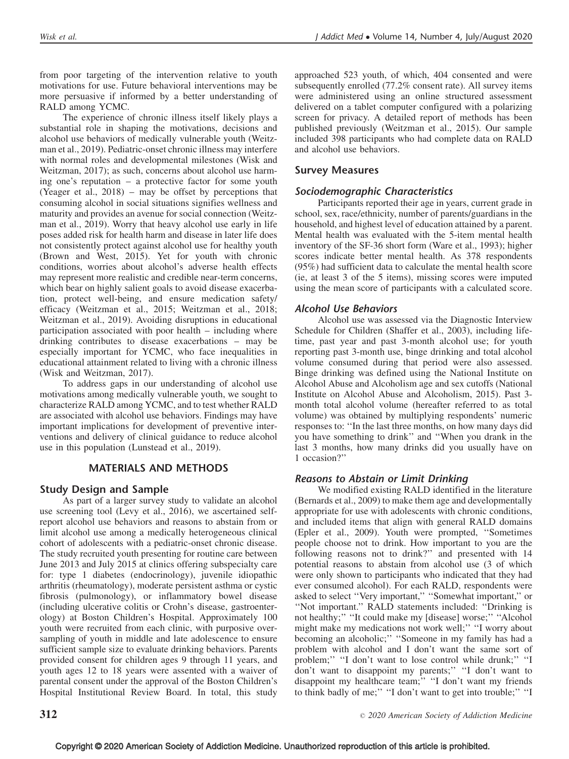from poor targeting of the intervention relative to youth motivations for use. Future behavioral interventions may be more persuasive if informed by a better understanding of RALD among YCMC.

The experience of chronic illness itself likely plays a substantial role in shaping the motivations, decisions and alcohol use behaviors of medically vulnerable youth (Weitzman et al., 2019). Pediatric-onset chronic illness may interfere with normal roles and developmental milestones (Wisk and Weitzman, 2017); as such, concerns about alcohol use harming one's reputation – a protective factor for some youth (Yeager et al., 2018) – may be offset by perceptions that consuming alcohol in social situations signifies wellness and maturity and provides an avenue for social connection (Weitzman et al., 2019). Worry that heavy alcohol use early in life poses added risk for health harm and disease in later life does not consistently protect against alcohol use for healthy youth (Brown and West, 2015). Yet for youth with chronic conditions, worries about alcohol's adverse health effects may represent more realistic and credible near-term concerns, which bear on highly salient goals to avoid disease exacerbation, protect well-being, and ensure medication safety/efficacy (Weitzman et al., 2015; Weitzman et al., 2018; Weitzman et al., 2019). Avoiding disruptions in educational participation associated with poor health – including where drinking contributes to disease exacerbations – may be especially important for YCMC, who face inequalities in educational attainment related to living with a chronic illness (Wisk and Weitzman, 2017).

To address gaps in our understanding of alcohol use motivations among medically vulnerable youth, we sought to characterize RALD among YCMC, and to test whether RALD are associated with alcohol use behaviors. Findings may have important implications for development of preventive interventions and delivery of clinical guidance to reduce alcohol use in this population (Lunstead et al., 2019).

## MATERIALS AND METHODS

### Study Design and Sample

As part of a larger survey study to validate an alcohol use screening tool (Levy et al., 2016), we ascertained self-report alcohol use behaviors and reasons to abstain from or limit alcohol use among a medically heterogeneous clinical cohort of adolescents with a pediatric-onset chronic disease. The study recruited youth presenting for routine care between June 2013 and July 2015 at clinics offering subspecialty care for: type 1 diabetes (endocrinology), juvenile idiopathic arthritis (rheumatology), moderate persistent asthma or cystic fibrosis (pulmonology), or inflammatory bowel disease (including ulcerative colitis or Crohn's disease, gastroenterology) at Boston Children's Hospital. Approximately 100 youth were recruited from each clinic, with purposive oversampling of youth in middle and late adolescence to ensure sufficient sample size to evaluate drinking behaviors. Parents provided consent for children ages 9 through 11 years, and youth ages 12 to 18 years were assented with a waiver of parental consent under the approval of the Boston Children's Hospital Institutional Review Board. In total, this study approached 523 youth, of which, 404 consented and were subsequently enrolled (77.2% consent rate). All survey items were administered using an online structured assessment delivered on a tablet computer configured with a polarizing screen for privacy. A detailed report of methods has been published previously (Weitzman et al., 2015). Our sample included 398 participants who had complete data on RALD and alcohol use behaviors.

### Survey Measures

#### *Sociodemographic Characteristics*

Participants reported their age in years, current grade in school, sex, race/ethnicity, number of parents/guardians in the household, and highest level of education attained by a parent. Mental health was evaluated with the 5-item mental health inventory of the SF-36 short form (Ware et al., 1993); higher scores indicate better mental health. As 378 respondents (95%) had sufficient data to calculate the mental health score (ie, at least 3 of the 5 items), missing scores were imputed using the mean score of participants with a calculated score.

#### *Alcohol Use Behaviors*

Alcohol use was assessed via the Diagnostic Interview Schedule for Children (Shaffer et al., 2003), including lifetime, past year and past 3-month alcohol use; for youth reporting past 3-month use, binge drinking and total alcohol volume consumed during that period were also assessed. Binge drinking was defined using the National Institute on Alcohol Abuse and Alcoholism age and sex cutoffs (National Institute on Alcohol Abuse and Alcoholism, 2015). Past 3-month total alcohol volume (hereafter referred to as total volume) was obtained by multiplying respondents' numeric responses to: "In the last three months, on how many days did you have something to drink" and "When you drank in the last 3 months, how many drinks did you usually have on 1 occasion?"

#### *Reasons to Abstain or Limit Drinking*

We modified existing RALD identified in the literature (Bernards et al., 2009) to make them age and developmentally appropriate for use with adolescents with chronic conditions, and included items that align with general RALD domains (Epler et al., 2009). Youth were prompted, "Sometimes people choose not to drink. How important to you are the following reasons not to drink?" and presented with 14 potential reasons to abstain from alcohol use (3 of which were only shown to participants who indicated that they had ever consumed alcohol). For each RALD, respondents were asked to select "Very important," "Somewhat important," or "Not important." RALD statements included: "Drinking is not healthy;" "It could make my [disease] worse;" "Alcohol might make my medications not work well;" "I worry about becoming an alcoholic;" "Someone in my family has had a problem with alcohol and I don't want the same sort of problem;" "I don't want to lose control while drunk;" "I don't want to disappoint my parents;" "I don't want to disappoint my healthcare team;" "I don't want my friends to think badly of me;" "I don't want to get into trouble;" "I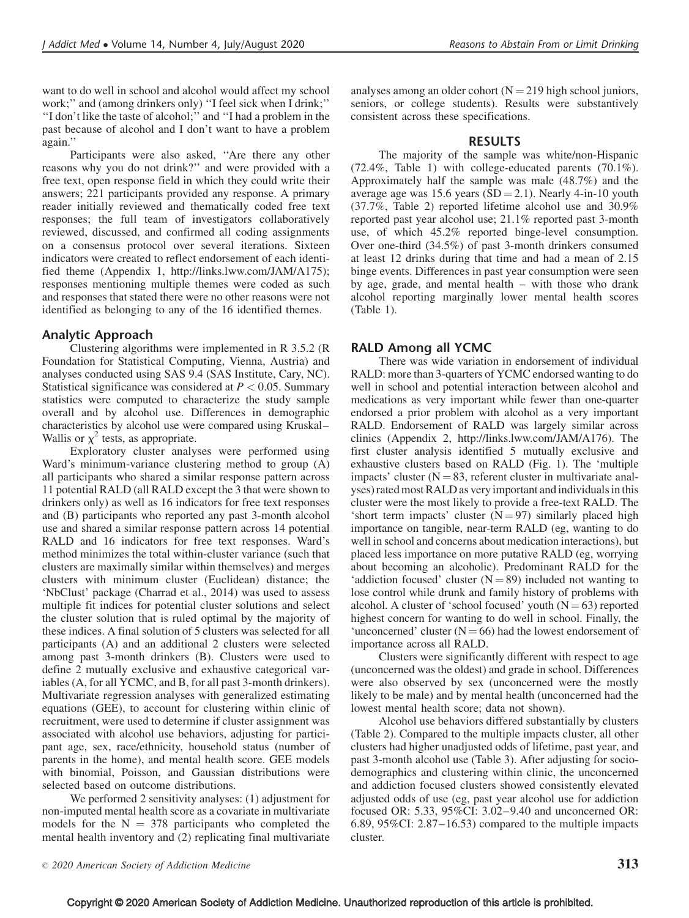want to do well in school and alcohol would affect my school work;'' and (among drinkers only) ''I feel sick when I drink;'' ''I don't like the taste of alcohol;'' and ''I had a problem in the past because of alcohol and I don't want to have a problem again.''

Participants were also asked, ''Are there any other reasons why you do not drink?'' and were provided with a free text, open response field in which they could write their answers; 221 participants provided any response. A primary reader initially reviewed and thematically coded free text responses; the full team of investigators collaboratively reviewed, discussed, and confirmed all coding assignments on a consensus protocol over several iterations. Sixteen indicators were created to reflect endorsement of each identified theme (Appendix 1, http://links.lww.com/JAM/A175); responses mentioning multiple themes were coded as such and responses that stated there were no other reasons were not identified as belonging to any of the 16 identified themes.

## Analytic Approach

Clustering algorithms were implemented in R 3.5.2 (R Foundation for Statistical Computing, Vienna, Austria) and analyses conducted using SAS 9.4 (SAS Institute, Cary, NC). Statistical significance was considered at $P < 0.05$. Summary statistics were computed to characterize the study sample overall and by alcohol use. Differences in demographic characteristics by alcohol use were compared using Kruskal–Wallis or $\chi^2$ tests, as appropriate.

Exploratory cluster analyses were performed using Ward's minimum-variance clustering method to group (A) all participants who shared a similar response pattern across 11 potential RALD (all RALD except the 3 that were shown to drinkers only) as well as 16 indicators for free text responses and (B) participants who reported any past 3-month alcohol use and shared a similar response pattern across 14 potential RALD and 16 indicators for free text responses. Ward's method minimizes the total within-cluster variance (such that clusters are maximally similar within themselves) and merges clusters with minimum cluster (Euclidean) distance; the 'NbClust' package (Charrad et al., 2014) was used to assess multiple fit indices for potential cluster solutions and select the cluster solution that is ruled optimal by the majority of these indices. A final solution of 5 clusters was selected for all participants (A) and an additional 2 clusters were selected among past 3-month drinkers (B). Clusters were used to define 2 mutually exclusive and exhaustive categorical variables (A, for all YCMC, and B, for all past 3-month drinkers). Multivariate regression analyses with generalized estimating equations (GEE), to account for clustering within clinic of recruitment, were used to determine if cluster assignment was associated with alcohol use behaviors, adjusting for participant age, sex, race/ethnicity, household status (number of parents in the home), and mental health score. GEE models with binomial, Poisson, and Gaussian distributions were selected based on outcome distributions.

We performed 2 sensitivity analyses: (1) adjustment for non-imputed mental health score as a covariate in multivariate models for the $N = 378$ participants who completed the mental health inventory and (2) replicating final multivariate analyses among an older cohort ($N = 219$ high school juniors, seniors, or college students). Results were substantively consistent across these specifications.

## RESULTS

The majority of the sample was white/non-Hispanic (72.4%, Table 1) with college-educated parents (70.1%). Approximately half the sample was male (48.7%) and the average age was 15.6 years ($SD = 2.1$). Nearly 4-in-10 youth (37.7%, Table 2) reported lifetime alcohol use and 30.9% reported past year alcohol use; 21.1% reported past 3-month use, of which 45.2% reported binge-level consumption. Over one-third (34.5%) of past 3-month drinkers consumed at least 12 drinks during that time and had a mean of 2.15 binge events. Differences in past year consumption were seen by age, grade, and mental health – with those who drank alcohol reporting marginally lower mental health scores (Table 1).

## RALD Among all YCMC

There was wide variation in endorsement of individual RALD: more than 3-quarters of YCMC endorsed wanting to do well in school and potential interaction between alcohol and medications as very important while fewer than one-quarter endorsed a prior problem with alcohol as a very important RALD. Endorsement of RALD was largely similar across clinics (Appendix 2, http://links.lww.com/JAM/A176). The first cluster analysis identified 5 mutually exclusive and exhaustive clusters based on RALD (Fig. 1). The 'multiple impacts' cluster ($N = 83$, referent cluster in multivariate analyses) rated most RALD as very important and individuals in this cluster were the most likely to provide a free-text RALD. The 'short term impacts' cluster ($N = 97$) similarly placed high importance on tangible, near-term RALD (eg, wanting to do well in school and concerns about medication interactions), but placed less importance on more putative RALD (eg, worrying about becoming an alcoholic). Predominant RALD for the 'addiction focused' cluster ($N = 89$) included not wanting to lose control while drunk and family history of problems with alcohol. A cluster of 'school focused' youth ($N = 63$) reported highest concern for wanting to do well in school. Finally, the 'unconcerned' cluster ($N = 66$) had the lowest endorsement of importance across all RALD.

Clusters were significantly different with respect to age (unconcerned was the oldest) and grade in school. Differences were also observed by sex (unconcerned were the mostly likely to be male) and by mental health (unconcerned had the lowest mental health score; data not shown).

Alcohol use behaviors differed substantially by clusters (Table 2). Compared to the multiple impacts cluster, all other clusters had higher unadjusted odds of lifetime, past year, and past 3-month alcohol use (Table 3). After adjusting for sociodemographics and clustering within clinic, the unconcerned and addiction focused clusters showed consistently elevated adjusted odds of use (eg, past year alcohol use for addiction focused OR: 5.33, 95%CI: 3.02–9.40 and unconcerned OR: 6.89, 95%CI: 2.87–16.53) compared to the multiple impacts cluster.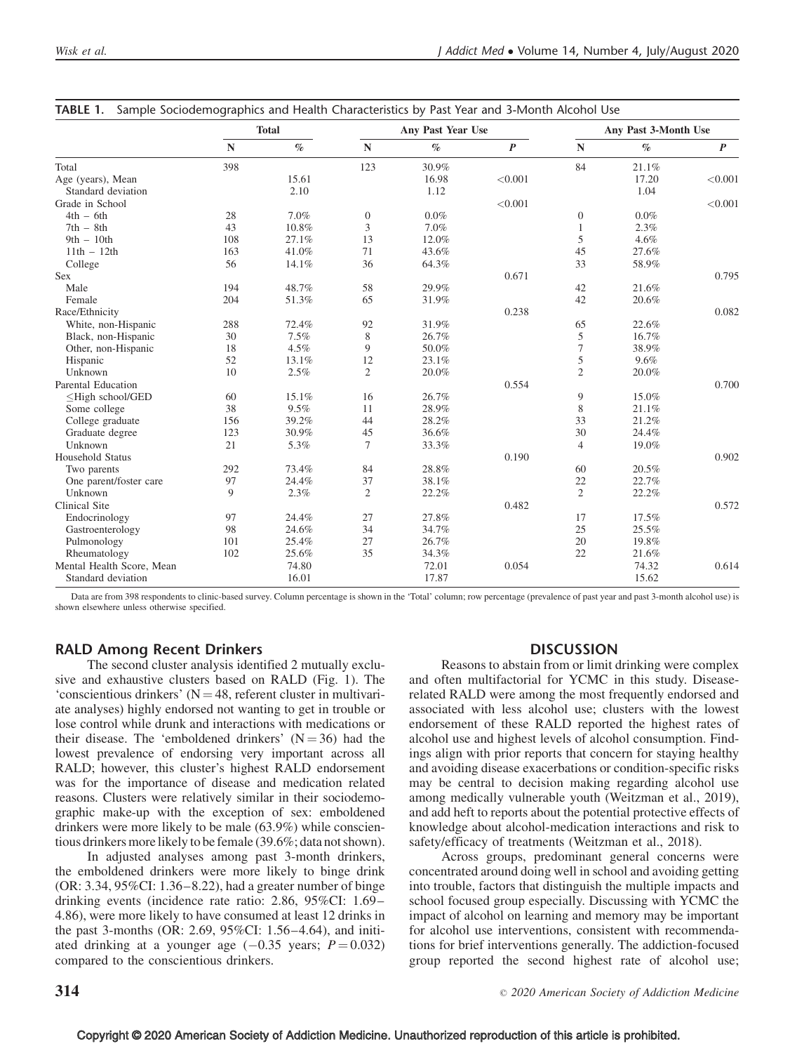**TABLE 1.** Sample Sociodemographics and Health Characteristics by Past Year and 3-Month Alcohol Use

| | Total | | Any Past Year Use | | | Any Past 3-Month Use | | |
|---|---|---|---|---|---|---|---|---|
| | N | % | N | % | P | N | % | P |
| Total | 398 | | 123 | 30.9% | | 84 | 21.1% | |
| Age (years), Mean | | 15.61 | | 16.98 | <0.001 | | 17.20 | <0.001 |
| Standard deviation | | 2.10 | | 1.12 | | | 1.04 | |
| Grade in School | | | | | <0.001 | | | <0.001 |
| 4th – 6th | 28 | 7.0% | 0 | 0.0% | | 0 | 0.0% | |
| 7th – 8th | 43 | 10.8% | 3 | 7.0% | | 1 | 2.3% | |
| 9th – 10th | 108 | 27.1% | 13 | 12.0% | | 5 | 4.6% | |
| 11th – 12th | 163 | 41.0% | 71 | 43.6% | | 45 | 27.6% | |
| College | 56 | 14.1% | 36 | 64.3% | | 33 | 58.9% | |
| Sex | | | | | 0.671 | | | 0.795 |
| Male | 194 | 48.7% | 58 | 29.9% | | 42 | 21.6% | |
| Female | 204 | 51.3% | 65 | 31.9% | | 42 | 20.6% | |
| Race/Ethnicity | | | | | 0.238 | | | 0.082 |
| White, non-Hispanic | 288 | 72.4% | 92 | 31.9% | | 65 | 22.6% | |
| Black, non-Hispanic | 30 | 7.5% | 8 | 26.7% | | 5 | 16.7% | |
| Other, non-Hispanic | 18 | 4.5% | 9 | 50.0% | | 7 | 38.9% | |
| Hispanic | 52 | 13.1% | 12 | 23.1% | | 5 | 9.6% | |
| Unknown | 10 | 2.5% | 2 | 20.0% | | 2 | 20.0% | |
| Parental Education | | | | | 0.554 | | | 0.700 |
| ≤High school/GED | 60 | 15.1% | 16 | 26.7% | | 9 | 15.0% | |
| Some college | 38 | 9.5% | 11 | 28.9% | | 8 | 21.1% | |
| College graduate | 156 | 39.2% | 44 | 28.2% | | 33 | 21.2% | |
| Graduate degree | 123 | 30.9% | 45 | 36.6% | | 30 | 24.4% | |
| Unknown | 21 | 5.3% | 7 | 33.3% | | 4 | 19.0% | |
| Household Status | | | | | 0.190 | | | 0.902 |
| Two parents | 292 | 73.4% | 84 | 28.8% | | 60 | 20.5% | |
| One parent/foster care | 97 | 24.4% | 37 | 38.1% | | 22 | 22.7% | |
| Unknown | 9 | 2.3% | 2 | 22.2% | | 2 | 22.2% | |
| Clinical Site | | | | | 0.482 | | | 0.572 |
| Endocrinology | 97 | 24.4% | 27 | 27.8% | | 17 | 17.5% | |
| Gastroenterology | 98 | 24.6% | 34 | 34.7% | | 25 | 25.5% | |
| Pulmonology | 101 | 25.4% | 27 | 26.7% | | 20 | 19.8% | |
| Rheumatology | 102 | 25.6% | 35 | 34.3% | | 22 | 21.6% | |
| Mental Health Score, Mean | | 74.80 | | 72.01 | 0.054 | | 74.32 | 0.614 |
| Standard deviation | | 16.01 | | 17.87 | | | 15.62 | |

Data are from 398 respondents to clinic-based survey. Column percentage is shown in the 'Total' column; row percentage (prevalence of past year and past 3-month alcohol use) is shown elsewhere unless otherwise specified.

## RALD Among Recent Drinkers

The second cluster analysis identified 2 mutually exclusive and exhaustive clusters based on RALD (Fig. 1). The 'conscientious drinkers' (N = 48, referent cluster in multivariate analyses) highly endorsed not wanting to get in trouble or lose control while drunk and interactions with medications or their disease. The 'emboldened drinkers' (N = 36) had the lowest prevalence of endorsing very important across all RALD; however, this cluster's highest RALD endorsement was for the importance of disease and medication related reasons. Clusters were relatively similar in their sociodemographic make-up with the exception of sex: emboldened drinkers were more likely to be male (63.9%) while conscientious drinkers more likely to be female (39.6%; data not shown).

In adjusted analyses among past 3-month drinkers, the emboldened drinkers were more likely to binge drink (OR: 3.34, 95%CI: 1.36–8.22), had a greater number of binge drinking events (incidence rate ratio: 2.86, 95%CI: 1.69–4.86), were more likely to have consumed at least 12 drinks in the past 3-months (OR: 2.69, 95%CI: 1.56–4.64), and initiated drinking at a younger age (−0.35 years; $P = 0.032$) compared to the conscientious drinkers.

## DISCUSSION

Reasons to abstain from or limit drinking were complex and often multifactorial for YCMC in this study. Disease-related RALD were among the most frequently endorsed and associated with less alcohol use; clusters with the lowest endorsement of these RALD reported the highest rates of alcohol use and highest levels of alcohol consumption. Findings align with prior reports that concern for staying healthy and avoiding disease exacerbations or condition-specific risks may be central to decision making regarding alcohol use among medically vulnerable youth (Weitzman et al., 2019), and add heft to reports about the potential protective effects of knowledge about alcohol-medication interactions and risk to safety/efficacy of treatments (Weitzman et al., 2018).

Across groups, predominant general concerns were concentrated around doing well in school and avoiding getting into trouble, factors that distinguish the multiple impacts and school focused group especially. Discussing with YCMC the impact of alcohol on learning and memory may be important for alcohol use interventions, consistent with recommendations for brief interventions generally. The addiction-focused group reported the second highest rate of alcohol use;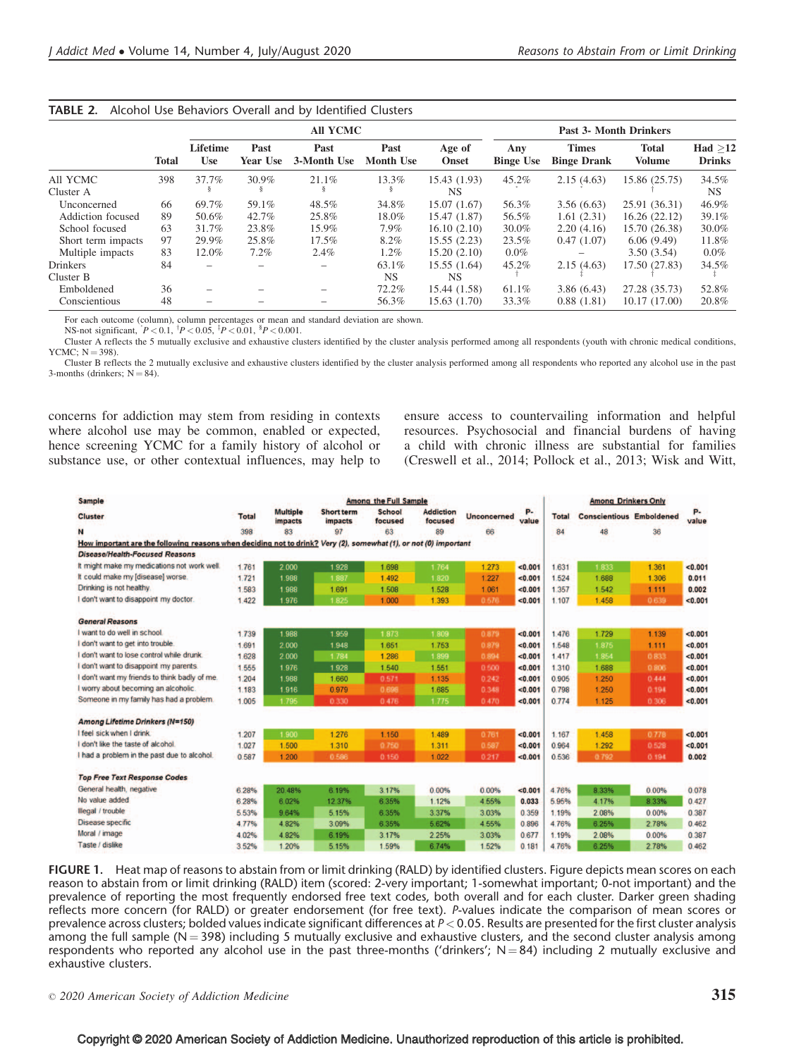TABLE 2. Alcohol Use Behaviors Overall and by Identified Clusters

| | Total | All YCMC | | | | | Past 3- Month Drinkers | | | |
|---|---|---|---|---|---|---|---|---|---|---|
| | | Lifetime Use | Past Year Use | Past 3-Month Use | Past Month Use | Age of Onset | Any Binge Use | Times Binge Drank | Total Volume | Had ≥12 Drinks |
| All YCMC | 398 | 37.7% | 30.9% | 21.1% | 13.3% | 15.43 (1.93) | 45.2% | 2.15 (4.63) | 15.86 (25.75) | 34.5% |
| Cluster A | | § | § | § | § | NS | * | * | † | NS |
| Unconcerned | 66 | 69.7% | 59.1% | 48.5% | 34.8% | 15.07 (1.67) | 56.3% | 3.56 (6.63) | 25.91 (36.31) | 46.9% |
| Addiction focused | 89 | 50.6% | 42.7% | 25.8% | 18.0% | 15.47 (1.87) | 56.5% | 1.61 (2.31) | 16.26 (22.12) | 39.1% |
| School focused | 63 | 31.7% | 23.8% | 15.9% | 7.9% | 16.10 (2.10) | 30.0% | 2.20 (4.16) | 15.70 (26.38) | 30.0% |
| Short term impacts | 97 | 29.9% | 25.8% | 17.5% | 8.2% | 15.55 (2.23) | 23.5% | 0.47 (1.07) | 6.06 (9.49) | 11.8% |
| Multiple impacts | 83 | 12.0% | 7.2% | 2.4% | 1.2% | 15.20 (2.10) | 0.0% | – | 3.50 (3.54) | 0.0% |
| Drinkers | 84 | – | – | – | 63.1% | 15.55 (1.64) | 45.2% | 2.15 (4.63) | 17.50 (27.83) | 34.5% |
| Cluster B | | | | | NS | NS | † | ‡ | † | ‡ |
| Emboldened | 36 | – | – | – | 72.2% | 15.44 (1.58) | 61.1% | 3.86 (6.43) | 27.28 (35.73) | 52.8% |
| Conscientious | 48 | – | – | – | 56.3% | 15.63 (1.70) | 33.3% | 0.88 (1.81) | 10.17 (17.00) | 20.8% |

For each outcome (column), column percentages or mean and standard deviation are shown.
NS-not significant, $^*P < 0.1$, $^†P < 0.05$, $^‡P < 0.01$, $^§P < 0.001$.
Cluster A reflects the 5 mutually exclusive and exhaustive clusters identified by the cluster analysis performed among all respondents (youth with chronic medical conditions, YCMC; N = 398).
Cluster B reflects the 2 mutually exclusive and exhaustive clusters identified by the cluster analysis performed among all respondents who reported any alcohol use in the past 3-months (drinkers; N = 84).

concerns for addiction may stem from residing in contexts where alcohol use may be common, enabled or expected, hence screening YCMC for a family history of alcohol or substance use, or other contextual influences, may help to ensure access to countervailing information and helpful resources. Psychosocial and financial burdens of having a child with chronic illness are substantial for families (Creswell et al., 2014; Pollock et al., 2013; Wisk and Witt,

| Sample | Among the Full Sample | | | | | | | Among Drinkers Only | | | |
|---|---|---|---|---|---|---|---|---|---|---|---|
| Cluster | Total | Multiple impacts | Short term impacts | School focused | Addiction focused | Unconcerned | P-value | Total | Conscientious | Emboldened | P-value |
| N | 398 | 83 | 97 | 63 | 89 | 66 | | 84 | 48 | 36 | |
| *How important are the following reasons when deciding not to drink? Very (2), somewhat (1), or not (0) important* | | | | | | | | | | | |
| ***Disease/Health-Focused Reasons*** | | | | | | | | | | | |
| It might make my medications not work well. | 1.761 | 2.000 | 1.928 | 1.698 | 1.764 | 1.273 | **<0.001** | 1.631 | 1.833 | 1.361 | **<0.001** |
| It could make my [disease] worse. | 1.721 | 1.988 | 1.887 | 1.492 | 1.820 | 1.227 | **<0.001** | 1.524 | 1.688 | 1.306 | **0.011** |
| Drinking is not healthy. | 1.583 | 1.988 | 1.691 | 1.508 | 1.528 | 1.061 | **<0.001** | 1.357 | 1.542 | 1.111 | **0.002** |
| I don't want to disappoint my doctor. | 1.422 | 1.976 | 1.825 | 1.000 | 1.393 | 0.576 | **<0.001** | 1.107 | 1.458 | 0.639 | **<0.001** |
| ***General Reasons*** | | | | | | | | | | | |
| I want to do well in school. | 1.739 | 1.988 | 1.959 | 1.873 | 1.809 | 0.879 | **<0.001** | 1.476 | 1.729 | 1.139 | **<0.001** |
| I don't want to get into trouble. | 1.691 | 2.000 | 1.948 | 1.651 | 1.753 | 0.879 | **<0.001** | 1.548 | 1.875 | 1.111 | **<0.001** |
| I don't want to lose control while drunk. | 1.628 | 2.000 | 1.784 | 1.286 | 1.899 | 0.894 | **<0.001** | 1.417 | 1.854 | 0.833 | **<0.001** |
| I don't want to disappoint my parents. | 1.555 | 1.976 | 1.928 | 1.540 | 1.551 | 0.500 | **<0.001** | 1.310 | 1.688 | 0.806 | **<0.001** |
| I don't want my friends to think badly of me. | 1.204 | 1.988 | 1.660 | 0.571 | 1.135 | 0.242 | **<0.001** | 0.905 | 1.250 | 0.444 | **<0.001** |
| I worry about becoming an alcoholic. | 1.183 | 1.916 | 0.979 | 0.698 | 1.685 | 0.348 | **<0.001** | 0.798 | 1.250 | 0.194 | **<0.001** |
| Someone in my family has had a problem. | 1.005 | 1.795 | 0.330 | 0.476 | 1.775 | 0.470 | **<0.001** | 0.774 | 1.125 | 0.306 | **<0.001** |
| ***Among Lifetime Drinkers (N=150)*** | | | | | | | | | | | |
| I feel sick when I drink. | 1.207 | 1.900 | 1.276 | 1.150 | 1.489 | 0.761 | **<0.001** | 1.167 | 1.458 | 0.778 | **<0.001** |
| I don't like the taste of alcohol. | 1.027 | 1.500 | 1.310 | 0.750 | 1.311 | 0.587 | **<0.001** | 0.964 | 1.292 | 0.528 | **<0.001** |
| I had a problem in the past due to alcohol. | 0.587 | 1.200 | 0.586 | 0.150 | 1.022 | 0.217 | **<0.001** | 0.536 | 0.792 | 0.194 | **0.002** |
| ***Top Free Text Response Codes*** | | | | | | | | | | | |
| General health, negative | 6.28% | 20.48% | 6.19% | 3.17% | 0.00% | 0.00% | **<0.001** | 4.76% | 8.33% | 0.00% | 0.078 |
| No value added | 6.28% | 6.02% | 12.37% | 6.35% | 1.12% | 4.55% | **0.033** | 5.95% | 4.17% | 8.33% | 0.427 |
| Illegal / trouble | 5.53% | 9.64% | 5.15% | 6.35% | 3.37% | 3.03% | 0.359 | 1.19% | 2.08% | 0.00% | 0.387 |
| Disease specific | 4.77% | 4.82% | 3.09% | 6.35% | 5.62% | 4.55% | 0.896 | 4.76% | 6.25% | 2.78% | 0.462 |
| Moral / image | 4.02% | 4.82% | 6.19% | 3.17% | 2.25% | 3.03% | 0.677 | 1.19% | 2.08% | 0.00% | 0.387 |
| Taste / dislike | 3.52% | 1.20% | 5.15% | 1.59% | 6.74% | 1.52% | 0.181 | 4.76% | 6.25% | 2.78% | 0.462 |

**FIGURE 1.** Heat map of reasons to abstain from or limit drinking (RALD) by identified clusters. Figure depicts mean scores on each reason to abstain from or limit drinking (RALD) item (scored: 2-very important; 1-somewhat important; 0-not important) and the prevalence of reporting the most frequently endorsed free text codes, both overall and for each cluster. Darker green shading reflects more concern (for RALD) or greater endorsement (for free text). P-values indicate the comparison of mean scores or prevalence across clusters; bolded values indicate significant differences at $P < 0.05$. Results are presented for the first cluster analysis among the full sample (N = 398) including 5 mutually exclusive and exhaustive clusters, and the second cluster analysis among respondents who reported any alcohol use in the past three-months ('drinkers'; N = 84) including 2 mutually exclusive and exhaustive clusters.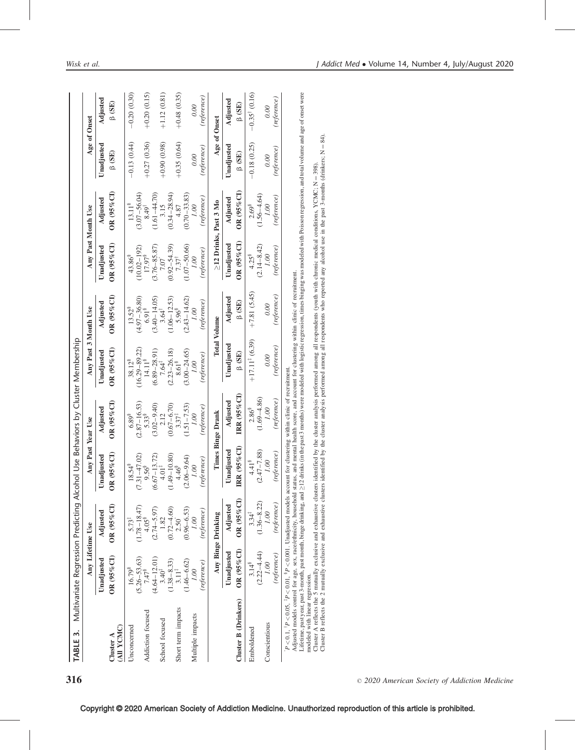**TABLE 3.** Multivariate Regression Predicting Alcohol Use Behaviors by Cluster Membership

| Cluster A (All YCMC) | Any Lifetime Use | | Any Past Year Use | | Any Past 3 Month Use | | Any Past Month Use | | Age of Onset | |
|---|---|---|---|---|---|---|---|---|---|---|
| | Unadjusted OR (95% CI) | Adjusted OR (95% CI) | Unadjusted OR (95% CI) | Adjusted OR (95% CI) | Unadjusted OR (95% CI) | Adjusted OR (95% CI) | Unadjusted OR (95% CI) | Adjusted OR (95% CI) | Unadjusted β (SE) | Adjusted β (SE) |
| Unconcerned | 16.79[§] (5.26–53.63) | 5.73[‡] (1.78–18.47) | 18.54[§] (7.31–47.02) | 6.89[§] (2.87–16.53) | 38.12[§] (16.29–89.22) | 13.52[§] (4.97–36.80) | 43.86[§] (10.02–192) | 13.11[§] (3.07–56.04) | −0.13 (0.44) | −0.20 (0.30) |
| Addiction focused | 7.47[§] (4.64–12.01) | 4.05[§] (2.74–5.97) | 9.56[§] (6.67–13.72) | 5.33[§] (3.02–9.40) | 14.11[§] (6.89–28.91) | 6.91[§] (3.40–14.05) | 17.97[§] (3.76–85.87) | 8.49[†] (1.61–44.70) | +0.27 (0.36) | +0.20 (0.15) |
| School focused | 3.40[‡] (1.38–8.33) | 1.82 (0.72–4.60) | 4.01[‡] (1.49–10.80) | 2.12 (0.67–6.70) | 7.64[‡] (2.23–26.18) | 3.64[†] (1.06–12.53) | 7.07 (0.92–54.39) | 3.15 (0.34–28.94) | +0.90 (0.98) | +1.12 (0.81) |
| Short term impacts | 3.11[†] (1.46–6.62) | 2.50[*] (0.96–6.53) | 4.46[§] (2.06–9.64) | 3.37[†] (1.51–7.53) | 8.61[§] (3.00–24.65) | 5.96[§] (2.43–14.62) | 7.37[†] (1.07–50.66) | 4.87 (0.70–33.83) | +0.35 (0.64) | +0.48 (0.35) |
| Multiple impacts | 1.00 (reference) | 1.00 (reference) | 1.00 (reference) | 1.00 (reference) | 1.00 (reference) | 1.00 (reference) | 1.00 (reference) | 1.00 (reference) | 0.00 (reference) | 0.00 (reference) |

| Cluster B (Drinkers) | Any Binge Drinking | | Times Binge Drank | | Total Volume | | ≥12 Drinks, Past 3 Mo | | Age of Onset | |
|---|---|---|---|---|---|---|---|---|---|---|
| | Unadjusted OR (95% CI) | Adjusted OR (95% CI) | Unadjusted IRR (95% CI) | Adjusted IRR (95% CI) | Unadjusted β (SE) | Adjusted β (SE) | Unadjusted OR (95% CI) | Adjusted OR (95% CI) | Unadjusted β (SE) | Adjusted β (SE) |
| Emboldened | 3.14[§] (2.22–4.44) | 3.34[‡] (1.36–8.22) | 4.41[§] (2.47–7.88) | 2.86[§] (1.69–4.86) | +17.11[‡] (6.39) | +7.81 (5.45) | 4.25[§] (2.14–8.42) | 2.69[§] (1.56–4.64) | −0.18 (0.25) | −0.35[†] (0.16) |
| Conscientious | 1.00 (reference) | 1.00 (reference) | 1.00 (reference) | 1.00 (reference) | 0.00 (reference) | 0.00 (reference) | 1.00 (reference) | 1.00 (reference) | 0.00 (reference) | 0.00 (reference) |

[*]$P < 0.1$, [†]$P < 0.05$, [‡]$P < 0.01$, [§]$P < 0.001$. Unadjusted models account for clustering within clinic of recruitment.

Adjusted models control for age, sex, race/ethnicity, household status, and mental health score, and account for clustering within clinic of recruitment.

Lifetime, past year, past 3-month, past month, binge drinking, and ≥12 drinks (in the past 3 months) were modeled with logistic regression, times binging was modeled with Poisson regression, and total volume and age of onset were modeled with linear regression.

Cluster A reflects the 5 mutually exclusive and exhaustive clusters identified by the cluster analysis performed among all respondents (youth with chronic medical conditions, YCMC; N = 398).

Cluster B reflects the 2 mutually exclusive and exhaustive clusters identified by the cluster analysis performed among all respondents who reported any alcohol use in the past 3-months (drinkers; N = 84).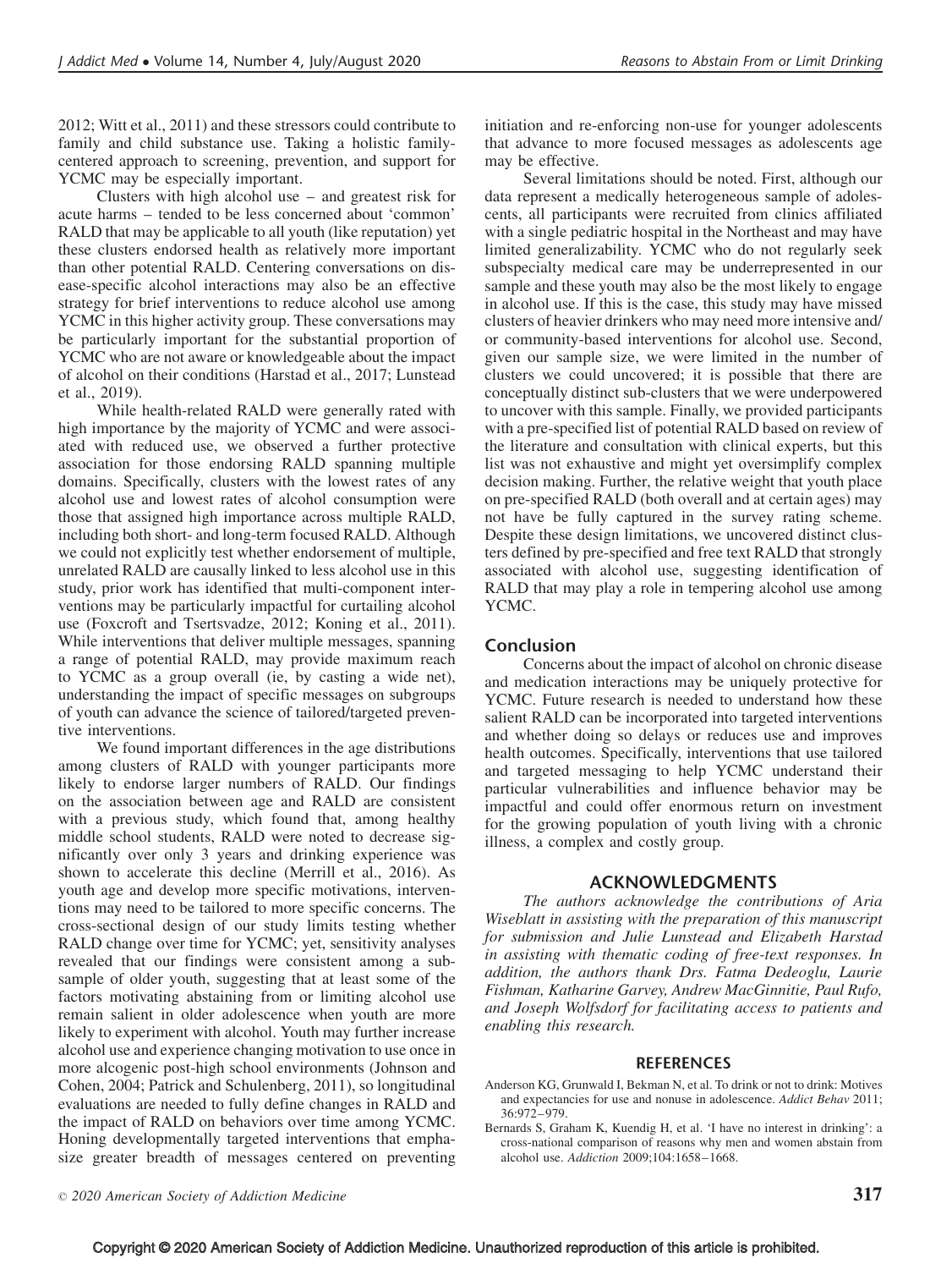2012; Witt et al., 2011) and these stressors could contribute to family and child substance use. Taking a holistic family-centered approach to screening, prevention, and support for YCMC may be especially important.

Clusters with high alcohol use – and greatest risk for acute harms – tended to be less concerned about 'common' RALD that may be applicable to all youth (like reputation) yet these clusters endorsed health as relatively more important than other potential RALD. Centering conversations on disease-specific alcohol interactions may also be an effective strategy for brief interventions to reduce alcohol use among YCMC in this higher activity group. These conversations may be particularly important for the substantial proportion of YCMC who are not aware or knowledgeable about the impact of alcohol on their conditions (Harstad et al., 2017; Lunstead et al., 2019).

While health-related RALD were generally rated with high importance by the majority of YCMC and were associated with reduced use, we observed a further protective association for those endorsing RALD spanning multiple domains. Specifically, clusters with the lowest rates of any alcohol use and lowest rates of alcohol consumption were those that assigned high importance across multiple RALD, including both short- and long-term focused RALD. Although we could not explicitly test whether endorsement of multiple, unrelated RALD are causally linked to less alcohol use in this study, prior work has identified that multi-component interventions may be particularly impactful for curtailing alcohol use (Foxcroft and Tsertsvadze, 2012; Koning et al., 2011). While interventions that deliver multiple messages, spanning a range of potential RALD, may provide maximum reach to YCMC as a group overall (ie, by casting a wide net), understanding the impact of specific messages on subgroups of youth can advance the science of tailored/targeted preventive interventions.

We found important differences in the age distributions among clusters of RALD with younger participants more likely to endorse larger numbers of RALD. Our findings on the association between age and RALD are consistent with a previous study, which found that, among healthy middle school students, RALD were noted to decrease significantly over only 3 years and drinking experience was shown to accelerate this decline (Merrill et al., 2016). As youth age and develop more specific motivations, interventions may need to be tailored to more specific concerns. The cross-sectional design of our study limits testing whether RALD change over time for YCMC; yet, sensitivity analyses revealed that our findings were consistent among a subsample of older youth, suggesting that at least some of the factors motivating abstaining from or limiting alcohol use remain salient in older adolescence when youth are more likely to experiment with alcohol. Youth may further increase alcohol use and experience changing motivation to use once in more alcogenic post-high school environments (Johnson and Cohen, 2004; Patrick and Schulenberg, 2011), so longitudinal evaluations are needed to fully define changes in RALD and the impact of RALD on behaviors over time among YCMC. Honing developmentally targeted interventions that emphasize greater breadth of messages centered on preventing initiation and re-enforcing non-use for younger adolescents that advance to more focused messages as adolescents age may be effective.

Several limitations should be noted. First, although our data represent a medically heterogeneous sample of adolescents, all participants were recruited from clinics affiliated with a single pediatric hospital in the Northeast and may have limited generalizability. YCMC who do not regularly seek subspecialty medical care may be underrepresented in our sample and these youth may also be the most likely to engage in alcohol use. If this is the case, this study may have missed clusters of heavier drinkers who may need more intensive and/or community-based interventions for alcohol use. Second, given our sample size, we were limited in the number of clusters we could uncovered; it is possible that there are conceptually distinct sub-clusters that we were underpowered to uncover with this sample. Finally, we provided participants with a pre-specified list of potential RALD based on review of the literature and consultation with clinical experts, but this list was not exhaustive and might yet oversimplify complex decision making. Further, the relative weight that youth place on pre-specified RALD (both overall and at certain ages) may not have be fully captured in the survey rating scheme. Despite these design limitations, we uncovered distinct clusters defined by pre-specified and free text RALD that strongly associated with alcohol use, suggesting identification of RALD that may play a role in tempering alcohol use among YCMC.

## Conclusion

Concerns about the impact of alcohol on chronic disease and medication interactions may be uniquely protective for YCMC. Future research is needed to understand how these salient RALD can be incorporated into targeted interventions and whether doing so delays or reduces use and improves health outcomes. Specifically, interventions that use tailored and targeted messaging to help YCMC understand their particular vulnerabilities and influence behavior may be impactful and could offer enormous return on investment for the growing population of youth living with a chronic illness, a complex and costly group.

## ACKNOWLEDGMENTS

*The authors acknowledge the contributions of Aria Wiseblatt in assisting with the preparation of this manuscript for submission and Julie Lunstead and Elizabeth Harstad in assisting with thematic coding of free-text responses. In addition, the authors thank Drs. Fatma Dedeoglu, Laurie Fishman, Katharine Garvey, Andrew MacGinnitie, Paul Rufo, and Joseph Wolfsdorf for facilitating access to patients and enabling this research.*

## REFERENCES

Anderson KG, Grunwald I, Bekman N, et al. To drink or not to drink: Motives and expectancies for use and nonuse in adolescence. *Addict Behav* 2011; 36:972–979.

Bernards S, Graham K, Kuendig H, et al. 'I have no interest in drinking': a cross-national comparison of reasons why men and women abstain from alcohol use. *Addiction* 2009;104:1658–1668.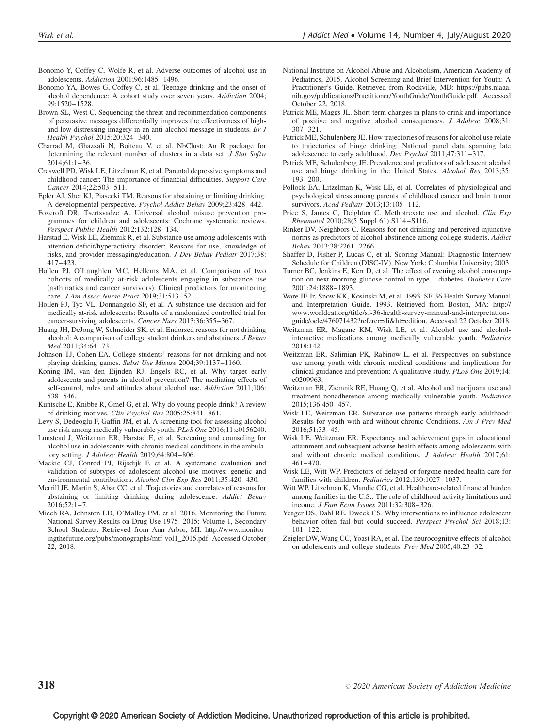Bonomo Y, Coffey C, Wolfe R, et al. Adverse outcomes of alcohol use in adolescents. *Addiction* 2001;96:1485–1496.

Bonomo YA, Bowes G, Coffey C, et al. Teenage drinking and the onset of alcohol dependence: A cohort study over seven years. *Addiction* 2004; 99:1520–1528.

Brown SL, West C. Sequencing the threat and recommendation components of persuasive messages differentially improves the effectiveness of high- and low-distressing imagery in an anti-alcohol message in students. *Br J Health Psychol* 2015;20:324–340.

Charrad M, Ghazzali N, Boiteau V, et al. NbClust: An R package for determining the relevant number of clusters in a data set. *J Stat Softw* 2014;61:1–36.

Creswell PD, Wisk LE, Litzelman K, et al. Parental depressive symptoms and childhood cancer: The importance of financial difficulties. *Support Care Cancer* 2014;22:503–511.

Epler AJ, Sher KJ, Piasecki TM. Reasons for abstaining or limiting drinking: A developmental perspective. *Psychol Addict Behav* 2009;23:428–442.

Foxcroft DR, Tsertsvadze A. Universal alcohol misuse prevention programmes for children and adolescents: Cochrane systematic reviews. *Perspect Public Health* 2012;132:128–134.

Harstad E, Wisk LE, Ziemnik R, et al. Substance use among adolescents with attention-deficit/hyperactivity disorder: Reasons for use, knowledge of risks, and provider messaging/education. *J Dev Behav Pediatr* 2017;38: 417–423.

Hollen PJ, O'Laughlen MC, Hellems MA, et al. Comparison of two cohorts of medically at-risk adolescents engaging in substance use (asthmatics and cancer survivors): Clinical predictors for monitoring care. *J Am Assoc Nurse Pract* 2019;31:513–521.

Hollen PJ, Tyc VL, Donnangelo SF, et al. A substance use decision aid for medically at-risk adolescents: Results of a randomized controlled trial for cancer-surviving adolescents. *Cancer Nurs* 2013;36:355–367.

Huang JH, DeJong W, Schneider SK, et al. Endorsed reasons for not drinking alcohol: A comparison of college student drinkers and abstainers. *J Behav Med* 2011;34:64–73.

Johnson TJ, Cohen EA. College students' reasons for not drinking and not playing drinking games. *Subst Use Misuse* 2004;39:1137–1160.

Koning IM, van den Eijnden RJ, Engels RC, et al. Why target early adolescents and parents in alcohol prevention? The mediating effects of self-control, rules and attitudes about alcohol use. *Addiction* 2011;106: 538–546.

Kuntsche E, Knibbe R, Gmel G, et al. Why do young people drink? A review of drinking motives. *Clin Psychol Rev* 2005;25:841–861.

Levy S, Dedeoglu F, Gaffin JM, et al. A screening tool for assessing alcohol use risk among medically vulnerable youth. *PLoS One* 2016;11:e0156240.

Lunstead J, Weitzman ER, Harstad E, et al. Screening and counseling for alcohol use in adolescents with chronic medical conditions in the ambulatory setting. *J Adolesc Health* 2019;64:804–806.

Mackie CJ, Conrod PJ, Rijsdijk F, et al. A systematic evaluation and validation of subtypes of adolescent alcohol use motives: genetic and environmental contributions. *Alcohol Clin Exp Res* 2011;35:420–430.

Merrill JE, Martin S, Abar CC, et al. Trajectories and correlates of reasons for abstaining or limiting drinking during adolescence. *Addict Behav* 2016;52:1–7.

Miech RA, Johnston LD, O'Malley PM, et al. 2016. Monitoring the Future National Survey Results on Drug Use 1975–2015: Volume 1, Secondary School Students. Retrieved from Ann Arbor, MI: http://www.monitoringthefuture.org/pubs/monographs/mtf-vol1_2015.pdf. Accessed October 22, 2018.

National Institute on Alcohol Abuse and Alcoholism, American Academy of Pediatrics, 2015. Alcohol Screening and Brief Intervention for Youth: A Practitioner's Guide. Retrieved from Rockville, MD: https://pubs.niaaa.nih.gov/publications/Practitioner/YouthGuide/YouthGuide.pdf. Accessed October 22, 2018.

Patrick ME, Maggs JL. Short-term changes in plans to drink and importance of positive and negative alcohol consequences. *J Adolesc* 2008;31: 307–321.

Patrick ME, Schulenberg JE. How trajectories of reasons for alcohol use relate to trajectories of binge drinking: National panel data spanning late adolescence to early adulthood. *Dev Psychol* 2011;47:311–317.

Patrick ME, Schulenberg JE. Prevalence and predictors of adolescent alcohol use and binge drinking in the United States. *Alcohol Res* 2013;35: 193–200.

Pollock EA, Litzelman K, Wisk LE, et al. Correlates of physiological and psychological stress among parents of childhood cancer and brain tumor survivors. *Acad Pediatr* 2013;13:105–112.

Price S, James C, Deighton C. Methotrexate use and alcohol. *Clin Exp Rheumatol* 2010;28(5 Suppl 61):S114–S116.

Rinker DV, Neighbors C. Reasons for not drinking and perceived injunctive norms as predictors of alcohol abstinence among college students. *Addict Behav* 2013;38:2261–2266.

Shaffer D, Fisher P, Lucas C, et al. Scoring Manual: Diagnostic Interview Schedule for Children (DISC-IV). New York: Columbia University; 2003.

Turner BC, Jenkins E, Kerr D, et al. The effect of evening alcohol consumption on next-morning glucose control in type 1 diabetes. *Diabetes Care* 2001;24:1888–1893.

Ware JE Jr, Snow KK, Kosinski M, et al. 1993. SF-36 Health Survey Manual and Interpretation Guide. 1993. Retrieved from Boston, MA: http://www.worldcat.org/title/sf-36-health-survey-manual-and-interpretation-guide/oclc/476071432?referer=di&ht=edition. Accessed 22 October 2018.

Weitzman ER, Magane KM, Wisk LE, et al. Alcohol use and alcohol-interactive medications among medically vulnerable youth. *Pediatrics* 2018;142.

Weitzman ER, Salimian PK, Rabinow L, et al. Perspectives on substance use among youth with chronic medical conditions and implications for clinical guidance and prevention: A qualitative study. *PLoS One* 2019;14: e0209963.

Weitzman ER, Ziemnik RE, Huang Q, et al. Alcohol and marijuana use and treatment nonadherence among medically vulnerable youth. *Pediatrics* 2015;136:450–457.

Wisk LE, Weitzman ER. Substance use patterns through early adulthood: Results for youth with and without chronic Conditions. *Am J Prev Med* 2016;51:33–45.

Wisk LE, Weitzman ER. Expectancy and achievement gaps in educational attainment and subsequent adverse health effects among adolescents with and without chronic medical conditions. *J Adolesc Health* 2017;61: 461–470.

Wisk LE, Witt WP. Predictors of delayed or forgone needed health care for families with children. *Pediatrics* 2012;130:1027–1037.

Witt WP, Litzelman K, Mandic CG, et al. Healthcare-related financial burden among families in the U.S.: The role of childhood activity limitations and income. *J Fam Econ Issues* 2011;32:308–326.

Yeager DS, Dahl RE, Dweck CS. Why interventions to influence adolescent behavior often fail but could succeed. *Perspect Psychol Sci* 2018;13: 101–122.

Zeigler DW, Wang CC, Yoast RA, et al. The neurocognitive effects of alcohol on adolescents and college students. *Prev Med* 2005;40:23–32.